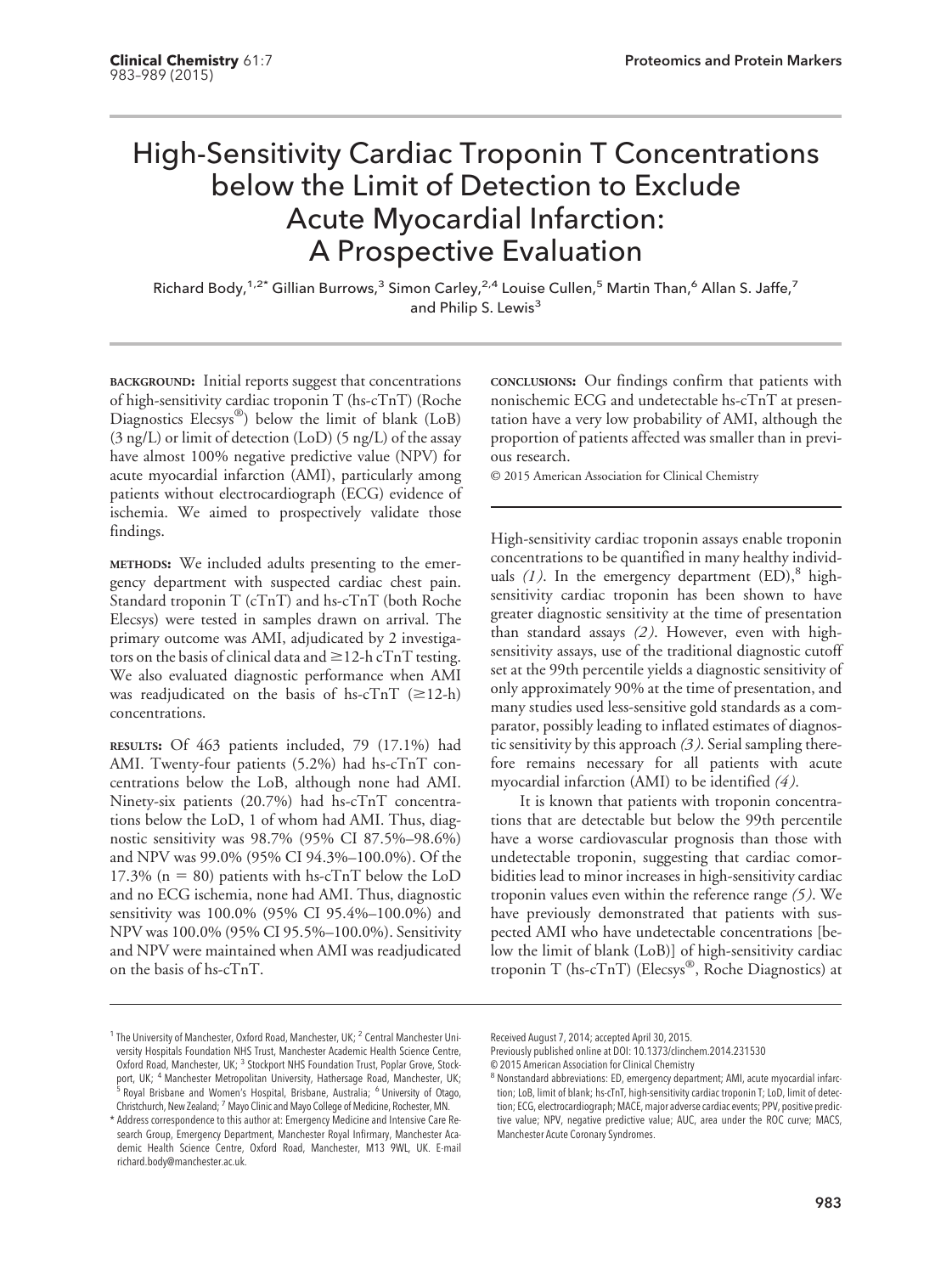# High-Sensitivity Cardiac Troponin T Concentrations below the Limit of Detection to Exclude Acute Myocardial Infarction: A Prospective Evaluation

Richard Body,[1,2*] Gillian Burrows,[3] Simon Carley,[2,4] Louise Cullen,[5] Martin Than,[6] Allan S. Jaffe,[7] and Philip S. Lewis[3]

**BACKGROUND:** Initial reports suggest that concentrations of high-sensitivity cardiac troponin T (hs-cTnT) (Roche Diagnostics Elecsys®) below the limit of blank (LoB) (3 ng/L) or limit of detection (LoD) (5 ng/L) of the assay have almost 100% negative predictive value (NPV) for acute myocardial infarction (AMI), particularly among patients without electrocardiograph (ECG) evidence of ischemia. We aimed to prospectively validate those findings.

**METHODS:** We included adults presenting to the emergency department with suspected cardiac chest pain. Standard troponin T (cTnT) and hs-cTnT (both Roche Elecsys) were tested in samples drawn on arrival. The primary outcome was AMI, adjudicated by 2 investigators on the basis of clinical data and ≥12-h cTnT testing. We also evaluated diagnostic performance when AMI was readjudicated on the basis of hs-cTnT (≥12-h) concentrations.

**RESULTS:** Of 463 patients included, 79 (17.1%) had AMI. Twenty-four patients (5.2%) had hs-cTnT concentrations below the LoB, although none had AMI. Ninety-six patients (20.7%) had hs-cTnT concentrations below the LoD, 1 of whom had AMI. Thus, diagnostic sensitivity was 98.7% (95% CI 87.5%–98.6%) and NPV was 99.0% (95% CI 94.3%–100.0%). Of the 17.3% (n = 80) patients with hs-cTnT below the LoD and no ECG ischemia, none had AMI. Thus, diagnostic sensitivity was 100.0% (95% CI 95.4%–100.0%) and NPV was 100.0% (95% CI 95.5%–100.0%). Sensitivity and NPV were maintained when AMI was readjudicated on the basis of hs-cTnT.

**CONCLUSIONS:** Our findings confirm that patients with nonischemic ECG and undetectable hs-cTnT at presentation have a very low probability of AMI, although the proportion of patients affected was smaller than in previous research.

© 2015 American Association for Clinical Chemistry

High-sensitivity cardiac troponin assays enable troponin concentrations to be quantified in many healthy individuals *(1)*. In the emergency department (ED),[8] high-sensitivity cardiac troponin has been shown to have greater diagnostic sensitivity at the time of presentation than standard assays *(2)*. However, even with high-sensitivity assays, use of the traditional diagnostic cutoff set at the 99th percentile yields a diagnostic sensitivity of only approximately 90% at the time of presentation, and many studies used less-sensitive gold standards as a comparator, possibly leading to inflated estimates of diagnostic sensitivity by this approach *(3)*. Serial sampling therefore remains necessary for all patients with acute myocardial infarction (AMI) to be identified *(4)*.

It is known that patients with troponin concentrations that are detectable but below the 99th percentile have a worse cardiovascular prognosis than those with undetectable troponin, suggesting that cardiac comorbidities lead to minor increases in high-sensitivity cardiac troponin values even within the reference range *(5)*. We have previously demonstrated that patients with suspected AMI who have undetectable concentrations [below the limit of blank (LoB)] of high-sensitivity cardiac troponin T (hs-cTnT) (Elecsys®, Roche Diagnostics) at

---

[1] The University of Manchester, Oxford Road, Manchester, UK; [2] Central Manchester University Hospitals Foundation NHS Trust, Manchester Academic Health Science Centre, Oxford Road, Manchester, UK; [3] Stockport NHS Foundation Trust, Poplar Grove, Stockport, UK; [4] Manchester Metropolitan University, Hathersage Road, Manchester, UK; [5] Royal Brisbane and Women's Hospital, Brisbane, Australia; [6] University of Otago, Christchurch, New Zealand; [7] Mayo Clinic and Mayo College of Medicine, Rochester, MN.

\* Address correspondence to this author at: Emergency Medicine and Intensive Care Research Group, Emergency Department, Manchester Royal Infirmary, Manchester Academic Health Science Centre, Oxford Road, Manchester, M13 9WL, UK. E-mail richard.body@manchester.ac.uk.

Received August 7, 2014; accepted April 30, 2015.

Previously published online at DOI: 10.1373/clinchem.2014.231530

© 2015 American Association for Clinical Chemistry

[8] Nonstandard abbreviations: ED, emergency department; AMI, acute myocardial infarction; LoB, limit of blank; hs-cTnT, high-sensitivity cardiac troponin T; LoD, limit of detection; ECG, electrocardiograph; MACE, major adverse cardiac events; PPV, positive predictive value; NPV, negative predictive value; AUC, area under the ROC curve; MACS, Manchester Acute Coronary Syndromes.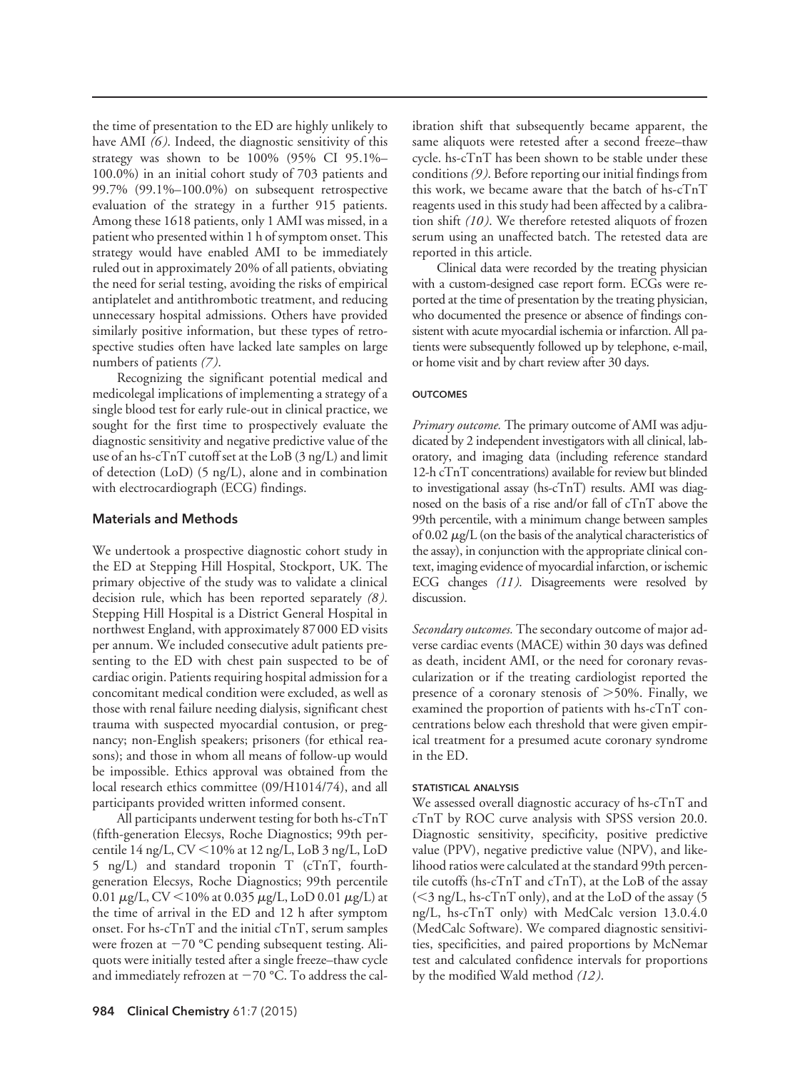the time of presentation to the ED are highly unlikely to have AMI *(6)*. Indeed, the diagnostic sensitivity of this strategy was shown to be 100% (95% CI 95.1%–100.0%) in an initial cohort study of 703 patients and 99.7% (99.1%–100.0%) on subsequent retrospective evaluation of the strategy in a further 915 patients. Among these 1618 patients, only 1 AMI was missed, in a patient who presented within 1 h of symptom onset. This strategy would have enabled AMI to be immediately ruled out in approximately 20% of all patients, obviating the need for serial testing, avoiding the risks of empirical antiplatelet and antithrombotic treatment, and reducing unnecessary hospital admissions. Others have provided similarly positive information, but these types of retrospective studies often have lacked late samples on large numbers of patients *(7)*.

Recognizing the significant potential medical and medicolegal implications of implementing a strategy of a single blood test for early rule-out in clinical practice, we sought for the first time to prospectively evaluate the diagnostic sensitivity and negative predictive value of the use of an hs-cTnT cutoff set at the LoB (3 ng/L) and limit of detection (LoD) (5 ng/L), alone and in combination with electrocardiograph (ECG) findings.

## Materials and Methods

We undertook a prospective diagnostic cohort study in the ED at Stepping Hill Hospital, Stockport, UK. The primary objective of the study was to validate a clinical decision rule, which has been reported separately *(8)*. Stepping Hill Hospital is a District General Hospital in northwest England, with approximately 87 000 ED visits per annum. We included consecutive adult patients presenting to the ED with chest pain suspected to be of cardiac origin. Patients requiring hospital admission for a concomitant medical condition were excluded, as well as those with renal failure needing dialysis, significant chest trauma with suspected myocardial contusion, or pregnancy; non-English speakers; prisoners (for ethical reasons); and those in whom all means of follow-up would be impossible. Ethics approval was obtained from the local research ethics committee (09/H1014/74), and all participants provided written informed consent.

All participants underwent testing for both hs-cTnT (fifth-generation Elecsys, Roche Diagnostics; 99th percentile 14 ng/L, CV <10% at 12 ng/L, LoB 3 ng/L, LoD 5 ng/L) and standard troponin T (cTnT, fourth-generation Elecsys, Roche Diagnostics; 99th percentile 0.01 μg/L, CV <10% at 0.035 μg/L, LoD 0.01 μg/L) at the time of arrival in the ED and 12 h after symptom onset. For hs-cTnT and the initial cTnT, serum samples were frozen at −70 °C pending subsequent testing. Aliquots were initially tested after a single freeze–thaw cycle and immediately refrozen at −70 °C. To address the calibration shift that subsequently became apparent, the same aliquots were retested after a second freeze–thaw cycle. hs-cTnT has been shown to be stable under these conditions *(9)*. Before reporting our initial findings from this work, we became aware that the batch of hs-cTnT reagents used in this study had been affected by a calibration shift *(10)*. We therefore retested aliquots of frozen serum using an unaffected batch. The retested data are reported in this article.

Clinical data were recorded by the treating physician with a custom-designed case report form. ECGs were reported at the time of presentation by the treating physician, who documented the presence or absence of findings consistent with acute myocardial ischemia or infarction. All patients were subsequently followed up by telephone, e-mail, or home visit and by chart review after 30 days.

### OUTCOMES

*Primary outcome.* The primary outcome of AMI was adjudicated by 2 independent investigators with all clinical, laboratory, and imaging data (including reference standard 12-h cTnT concentrations) available for review but blinded to investigational assay (hs-cTnT) results. AMI was diagnosed on the basis of a rise and/or fall of cTnT above the 99th percentile, with a minimum change between samples of 0.02 μg/L (on the basis of the analytical characteristics of the assay), in conjunction with the appropriate clinical context, imaging evidence of myocardial infarction, or ischemic ECG changes *(11)*. Disagreements were resolved by discussion.

*Secondary outcomes.* The secondary outcome of major adverse cardiac events (MACE) within 30 days was defined as death, incident AMI, or the need for coronary revascularization or if the treating cardiologist reported the presence of a coronary stenosis of >50%. Finally, we examined the proportion of patients with hs-cTnT concentrations below each threshold that were given empirical treatment for a presumed acute coronary syndrome in the ED.

### STATISTICAL ANALYSIS

We assessed overall diagnostic accuracy of hs-cTnT and cTnT by ROC curve analysis with SPSS version 20.0. Diagnostic sensitivity, specificity, positive predictive value (PPV), negative predictive value (NPV), and likelihood ratios were calculated at the standard 99th percentile cutoffs (hs-cTnT and cTnT), at the LoB of the assay (<3 ng/L, hs-cTnT only), and at the LoD of the assay (5 ng/L, hs-cTnT only) with MedCalc version 13.0.4.0 (MedCalc Software). We compared diagnostic sensitivities, specificities, and paired proportions by McNemar test and calculated confidence intervals for proportions by the modified Wald method *(12)*.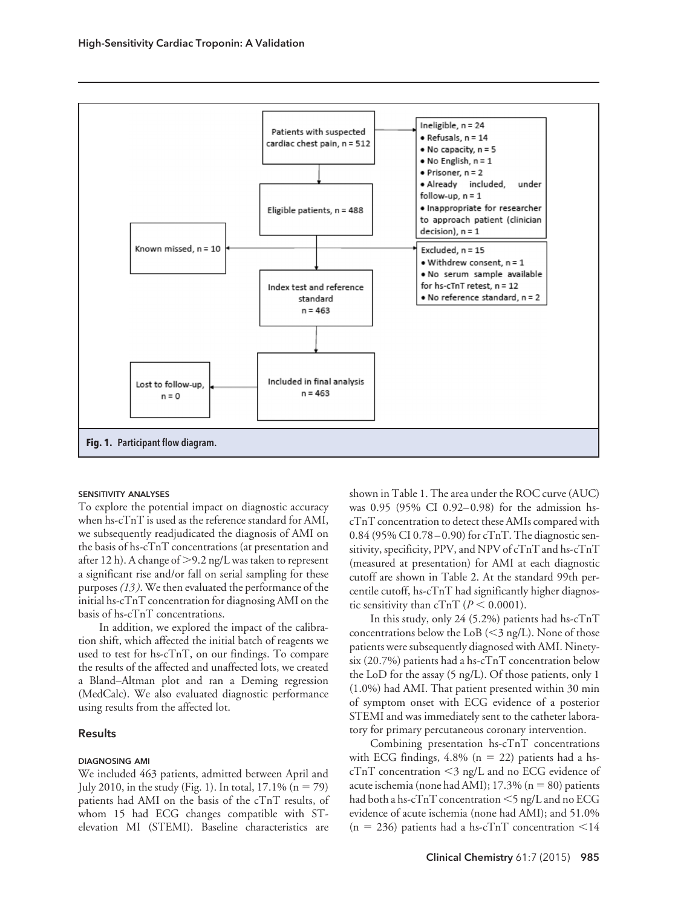Patients with suspected cardiac chest pain, n = 512

Ineligible, n = 24
- Refusals, n = 14
- No capacity, n = 5
- No English, n = 1
- Prisoner, n = 2
- Already included, under follow-up, n = 1
- Inappropriate for researcher to approach patient (clinician decision), n = 1

Eligible patients, n = 488

Known missed, n = 10

Excluded, n = 15
- Withdrew consent, n = 1
- No serum sample available for hs-cTnT retest, n = 12
- No reference standard, n = 2

Index test and reference standard n = 463

Included in final analysis n = 463

Lost to follow-up, n = 0

**Fig. 1.** Participant flow diagram.

### SENSITIVITY ANALYSES

To explore the potential impact on diagnostic accuracy when hs-cTnT is used as the reference standard for AMI, we subsequently readjudicated the diagnosis of AMI on the basis of hs-cTnT concentrations (at presentation and after 12 h). A change of >9.2 ng/L was taken to represent a significant rise and/or fall on serial sampling for these purposes *(13)*. We then evaluated the performance of the initial hs-cTnT concentration for diagnosing AMI on the basis of hs-cTnT concentrations.

In addition, we explored the impact of the calibration shift, which affected the initial batch of reagents we used to test for hs-cTnT, on our findings. To compare the results of the affected and unaffected lots, we created a Bland–Altman plot and ran a Deming regression (MedCalc). We also evaluated diagnostic performance using results from the affected lot.

## Results

### DIAGNOSING AMI

We included 463 patients, admitted between April and July 2010, in the study (Fig. 1). In total, 17.1% (n = 79) patients had AMI on the basis of the cTnT results, of whom 15 had ECG changes compatible with ST-elevation MI (STEMI). Baseline characteristics are shown in Table 1. The area under the ROC curve (AUC) was 0.95 (95% CI 0.92–0.98) for the admission hs-cTnT concentration to detect these AMIs compared with 0.84 (95% CI 0.78–0.90) for cTnT. The diagnostic sensitivity, specificity, PPV, and NPV of cTnT and hs-cTnT (measured at presentation) for AMI at each diagnostic cutoff are shown in Table 2. At the standard 99th percentile cutoff, hs-cTnT had significantly higher diagnostic sensitivity than cTnT ($P < 0.0001$).

In this study, only 24 (5.2%) patients had hs-cTnT concentrations below the LoB (<3 ng/L). None of those patients were subsequently diagnosed with AMI. Ninety-six (20.7%) patients had a hs-cTnT concentration below the LoD for the assay (5 ng/L). Of those patients, only 1 (1.0%) had AMI. That patient presented within 30 min of symptom onset with ECG evidence of a posterior STEMI and was immediately sent to the catheter laboratory for primary percutaneous coronary intervention.

Combining presentation hs-cTnT concentrations with ECG findings, 4.8% (n = 22) patients had a hs-cTnT concentration <3 ng/L and no ECG evidence of acute ischemia (none had AMI); 17.3% (n = 80) patients had both a hs-cTnT concentration <5 ng/L and no ECG evidence of acute ischemia (none had AMI); and 51.0% (n = 236) patients had a hs-cTnT concentration <14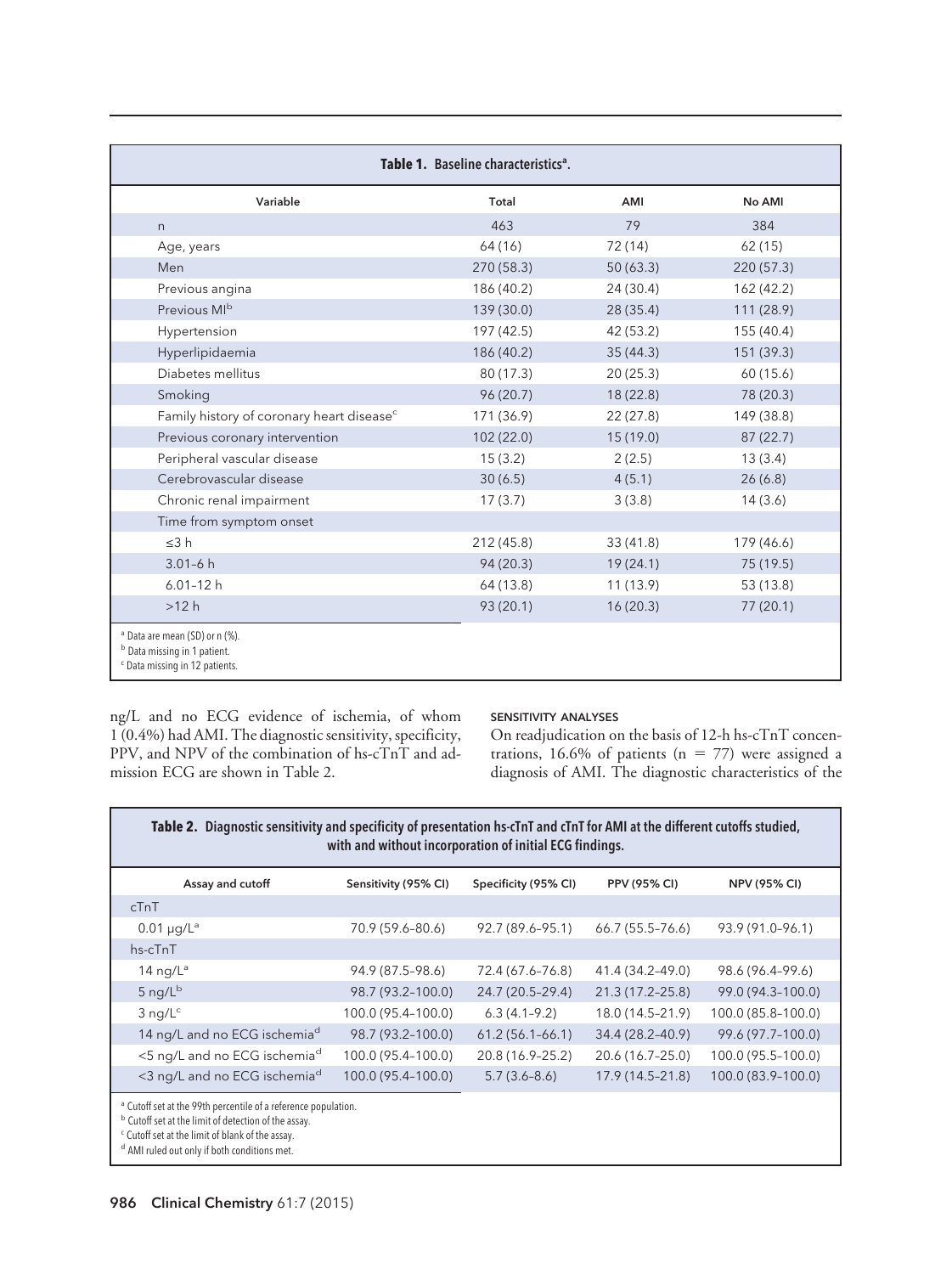**Table 1.** Baseline characteristics[a].

| Variable | Total | AMI | No AMI |
|---|---|---|---|
| n | 463 | 79 | 384 |
| Age, years | 64 (16) | 72 (14) | 62 (15) |
| Men | 270 (58.3) | 50 (63.3) | 220 (57.3) |
| Previous angina | 186 (40.2) | 24 (30.4) | 162 (42.2) |
| Previous MI[b] | 139 (30.0) | 28 (35.4) | 111 (28.9) |
| Hypertension | 197 (42.5) | 42 (53.2) | 155 (40.4) |
| Hyperlipidaemia | 186 (40.2) | 35 (44.3) | 151 (39.3) |
| Diabetes mellitus | 80 (17.3) | 20 (25.3) | 60 (15.6) |
| Smoking | 96 (20.7) | 18 (22.8) | 78 (20.3) |
| Family history of coronary heart disease[c] | 171 (36.9) | 22 (27.8) | 149 (38.8) |
| Previous coronary intervention | 102 (22.0) | 15 (19.0) | 87 (22.7) |
| Peripheral vascular disease | 15 (3.2) | 2 (2.5) | 13 (3.4) |
| Cerebrovascular disease | 30 (6.5) | 4 (5.1) | 26 (6.8) |
| Chronic renal impairment | 17 (3.7) | 3 (3.8) | 14 (3.6) |
| Time from symptom onset | | | |
| ≤3 h | 212 (45.8) | 33 (41.8) | 179 (46.6) |
| 3.01–6 h | 94 (20.3) | 19 (24.1) | 75 (19.5) |
| 6.01–12 h | 64 (13.8) | 11 (13.9) | 53 (13.8) |
| >12 h | 93 (20.1) | 16 (20.3) | 77 (20.1) |

[a] Data are mean (SD) or n (%).
[b] Data missing in 1 patient.
[c] Data missing in 12 patients.

ng/L and no ECG evidence of ischemia, of whom 1 (0.4%) had AMI. The diagnostic sensitivity, specificity, PPV, and NPV of the combination of hs-cTnT and admission ECG are shown in Table 2.

### SENSITIVITY ANALYSES

On readjudication on the basis of 12-h hs-cTnT concentrations, 16.6% of patients (n = 77) were assigned a diagnosis of AMI. The diagnostic characteristics of the

**Table 2.** Diagnostic sensitivity and specificity of presentation hs-cTnT and cTnT for AMI at the different cutoffs studied, with and without incorporation of initial ECG findings.

| Assay and cutoff | Sensitivity (95% CI) | Specificity (95% CI) | PPV (95% CI) | NPV (95% CI) |
|---|---|---|---|---|
| cTnT | | | | |
| 0.01 μg/L[a] | 70.9 (59.6–80.6) | 92.7 (89.6–95.1) | 66.7 (55.5–76.6) | 93.9 (91.0–96.1) |
| hs-cTnT | | | | |
| 14 ng/L[a] | 94.9 (87.5–98.6) | 72.4 (67.6–76.8) | 41.4 (34.2–49.0) | 98.6 (96.4–99.6) |
| 5 ng/L[b] | 98.7 (93.2–100.0) | 24.7 (20.5–29.4) | 21.3 (17.2–25.8) | 99.0 (94.3–100.0) |
| 3 ng/L[c] | 100.0 (95.4–100.0) | 6.3 (4.1–9.2) | 18.0 (14.5–21.9) | 100.0 (85.8–100.0) |
| 14 ng/L and no ECG ischemia[d] | 98.7 (93.2–100.0) | 61.2 (56.1–66.1) | 34.4 (28.2–40.9) | 99.6 (97.7–100.0) |
| <5 ng/L and no ECG ischemia[d] | 100.0 (95.4–100.0) | 20.8 (16.9–25.2) | 20.6 (16.7–25.0) | 100.0 (95.5–100.0) |
| <3 ng/L and no ECG ischemia[d] | 100.0 (95.4–100.0) | 5.7 (3.6–8.6) | 17.9 (14.5–21.8) | 100.0 (83.9–100.0) |

[a] Cutoff set at the 99th percentile of a reference population.
[b] Cutoff set at the limit of detection of the assay.
[c] Cutoff set at the limit of blank of the assay.
[d] AMI ruled out only if both conditions met.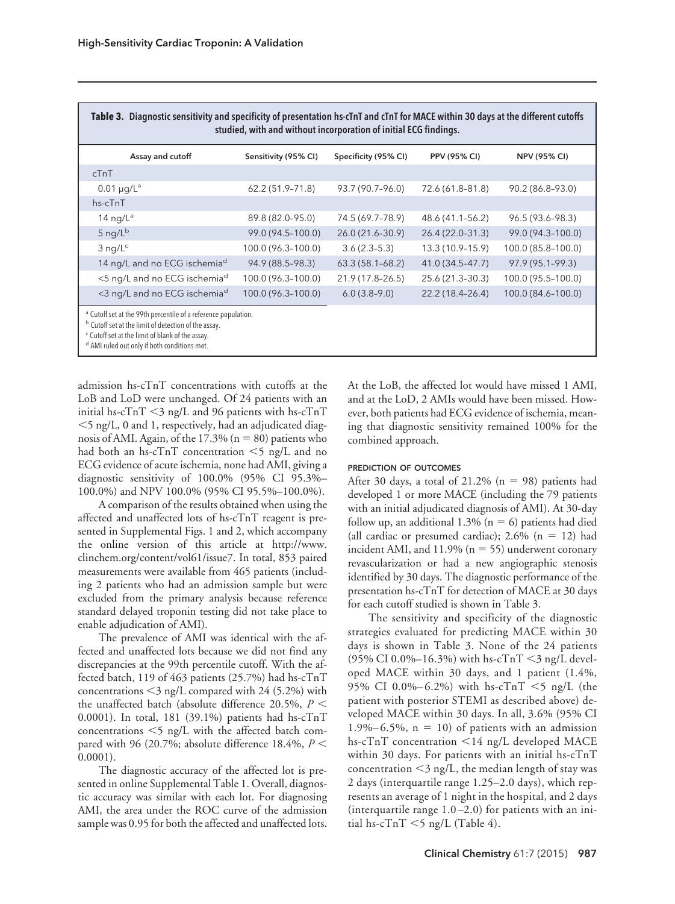**Table 3. Diagnostic sensitivity and specificity of presentation hs-cTnT and cTnT for MACE within 30 days at the different cutoffs studied, with and without incorporation of initial ECG findings.**

| Assay and cutoff | Sensitivity (95% CI) | Specificity (95% CI) | PPV (95% CI) | NPV (95% CI) |
|---|---|---|---|---|
| cTnT | | | | |
| 0.01 μg/L[a] | 62.2 (51.9–71.8) | 93.7 (90.7–96.0) | 72.6 (61.8–81.8) | 90.2 (86.8–93.0) |
| hs-cTnT | | | | |
| 14 ng/L[a] | 89.8 (82.0–95.0) | 74.5 (69.7–78.9) | 48.6 (41.1–56.2) | 96.5 (93.6–98.3) |
| 5 ng/L[b] | 99.0 (94.5–100.0) | 26.0 (21.6–30.9) | 26.4 (22.0–31.3) | 99.0 (94.3–100.0) |
| 3 ng/L[c] | 100.0 (96.3–100.0) | 3.6 (2.3–5.3) | 13.3 (10.9–15.9) | 100.0 (85.8–100.0) |
| 14 ng/L and no ECG ischemia[d] | 94.9 (88.5–98.3) | 63.3 (58.1–68.2) | 41.0 (34.5–47.7) | 97.9 (95.1–99.3) |
| <5 ng/L and no ECG ischemia[d] | 100.0 (96.3–100.0) | 21.9 (17.8–26.5) | 25.6 (21.3–30.3) | 100.0 (95.5–100.0) |
| <3 ng/L and no ECG ischemia[d] | 100.0 (96.3–100.0) | 6.0 (3.8–9.0) | 22.2 (18.4–26.4) | 100.0 (84.6–100.0) |

[a] Cutoff set at the 99th percentile of a reference population.
[b] Cutoff set at the limit of detection of the assay.
[c] Cutoff set at the limit of blank of the assay.
[d] AMI ruled out only if both conditions met.

admission hs-cTnT concentrations with cutoffs at the LoB and LoD were unchanged. Of 24 patients with an initial hs-cTnT <3 ng/L and 96 patients with hs-cTnT <5 ng/L, 0 and 1, respectively, had an adjudicated diagnosis of AMI. Again, of the 17.3% (n = 80) patients who had both an hs-cTnT concentration <5 ng/L and no ECG evidence of acute ischemia, none had AMI, giving a diagnostic sensitivity of 100.0% (95% CI 95.3%–100.0%) and NPV 100.0% (95% CI 95.5%–100.0%).

A comparison of the results obtained when using the affected and unaffected lots of hs-cTnT reagent is presented in Supplemental Figs. 1 and 2, which accompany the online version of this article at http://www.clinchem.org/content/vol61/issue7. In total, 853 paired measurements were available from 465 patients (including 2 patients who had an admission sample but were excluded from the primary analysis because reference standard delayed troponin testing did not take place to enable adjudication of AMI).

The prevalence of AMI was identical with the affected and unaffected lots because we did not find any discrepancies at the 99th percentile cutoff. With the affected batch, 119 of 463 patients (25.7%) had hs-cTnT concentrations <3 ng/L compared with 24 (5.2%) with the unaffected batch (absolute difference 20.5%, $P < 0.0001$). In total, 181 (39.1%) patients had hs-cTnT concentrations <5 ng/L with the affected batch compared with 96 (20.7%; absolute difference 18.4%, $P < 0.0001$).

The diagnostic accuracy of the affected lot is presented in online Supplemental Table 1. Overall, diagnostic accuracy was similar with each lot. For diagnosing AMI, the area under the ROC curve of the admission sample was 0.95 for both the affected and unaffected lots. At the LoB, the affected lot would have missed 1 AMI, and at the LoD, 2 AMIs would have been missed. However, both patients had ECG evidence of ischemia, meaning that diagnostic sensitivity remained 100% for the combined approach.

#### PREDICTION OF OUTCOMES

After 30 days, a total of 21.2% (n = 98) patients had developed 1 or more MACE (including the 79 patients with an initial adjudicated diagnosis of AMI). At 30-day follow up, an additional 1.3% (n = 6) patients had died (all cardiac or presumed cardiac); 2.6% (n = 12) had incident AMI, and 11.9% (n = 55) underwent coronary revascularization or had a new angiographic stenosis identified by 30 days. The diagnostic performance of the presentation hs-cTnT for detection of MACE at 30 days for each cutoff studied is shown in Table 3.

The sensitivity and specificity of the diagnostic strategies evaluated for predicting MACE within 30 days is shown in Table 3. None of the 24 patients (95% CI 0.0%–16.3%) with hs-cTnT <3 ng/L developed MACE within 30 days, and 1 patient (1.4%, 95% CI 0.0%–6.2%) with hs-cTnT <5 ng/L (the patient with posterior STEMI as described above) developed MACE within 30 days. In all, 3.6% (95% CI 1.9%–6.5%, n = 10) of patients with an admission hs-cTnT concentration <14 ng/L developed MACE within 30 days. For patients with an initial hs-cTnT concentration <3 ng/L, the median length of stay was 2 days (interquartile range 1.25–2.0 days), which represents an average of 1 night in the hospital, and 2 days (interquartile range 1.0–2.0) for patients with an initial hs-cTnT <5 ng/L (Table 4).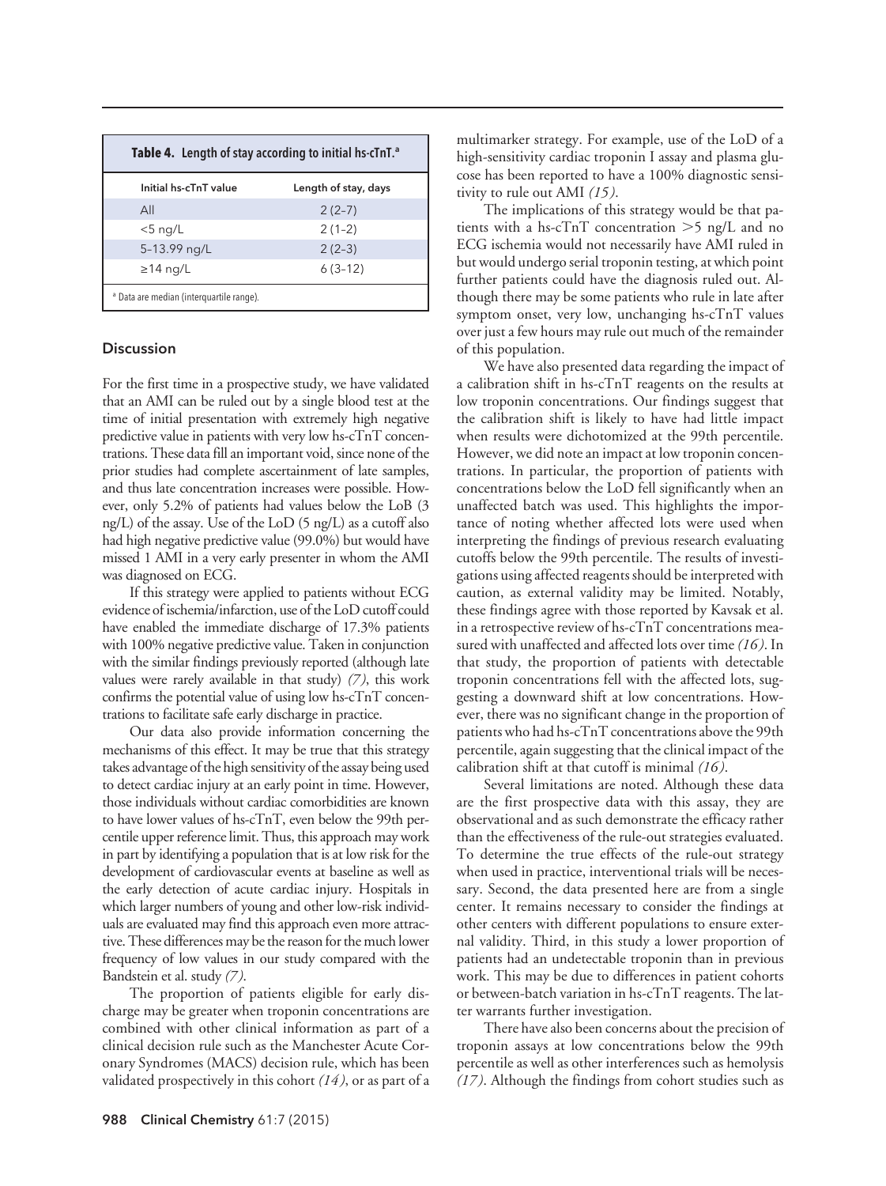**Table 4.** Length of stay according to initial hs-cTnT.[a]

| Initial hs-cTnT value | Length of stay, days |
|---|---|
| All | 2 (2–7) |
| <5 ng/L | 2 (1–2) |
| 5–13.99 ng/L | 2 (2–3) |
| ≥14 ng/L | 6 (3–12) |

[a] Data are median (interquartile range).

## Discussion

For the first time in a prospective study, we have validated that an AMI can be ruled out by a single blood test at the time of initial presentation with extremely high negative predictive value in patients with very low hs-cTnT concentrations. These data fill an important void, since none of the prior studies had complete ascertainment of late samples, and thus late concentration increases were possible. However, only 5.2% of patients had values below the LoB (3 ng/L) of the assay. Use of the LoD (5 ng/L) as a cutoff also had high negative predictive value (99.0%) but would have missed 1 AMI in a very early presenter in whom the AMI was diagnosed on ECG.

If this strategy were applied to patients without ECG evidence of ischemia/infarction, use of the LoD cutoff could have enabled the immediate discharge of 17.3% patients with 100% negative predictive value. Taken in conjunction with the similar findings previously reported (although late values were rarely available in that study) *(7)*, this work confirms the potential value of using low hs-cTnT concentrations to facilitate safe early discharge in practice.

Our data also provide information concerning the mechanisms of this effect. It may be true that this strategy takes advantage of the high sensitivity of the assay being used to detect cardiac injury at an early point in time. However, those individuals without cardiac comorbidities are known to have lower values of hs-cTnT, even below the 99th percentile upper reference limit. Thus, this approach may work in part by identifying a population that is at low risk for the development of cardiovascular events at baseline as well as the early detection of acute cardiac injury. Hospitals in which larger numbers of young and other low-risk individuals are evaluated may find this approach even more attractive. These differences may be the reason for the much lower frequency of low values in our study compared with the Bandstein et al. study *(7)*.

The proportion of patients eligible for early discharge may be greater when troponin concentrations are combined with other clinical information as part of a clinical decision rule such as the Manchester Acute Coronary Syndromes (MACS) decision rule, which has been validated prospectively in this cohort *(14)*, or as part of a multimarker strategy. For example, use of the LoD of a high-sensitivity cardiac troponin I assay and plasma glucose has been reported to have a 100% diagnostic sensitivity to rule out AMI *(15)*.

The implications of this strategy would be that patients with a hs-cTnT concentration >5 ng/L and no ECG ischemia would not necessarily have AMI ruled in but would undergo serial troponin testing, at which point further patients could have the diagnosis ruled out. Although there may be some patients who rule in late after symptom onset, very low, unchanging hs-cTnT values over just a few hours may rule out much of the remainder of this population.

We have also presented data regarding the impact of a calibration shift in hs-cTnT reagents on the results at low troponin concentrations. Our findings suggest that the calibration shift is likely to have had little impact when results were dichotomized at the 99th percentile. However, we did note an impact at low troponin concentrations. In particular, the proportion of patients with concentrations below the LoD fell significantly when an unaffected batch was used. This highlights the importance of noting whether affected lots were used when interpreting the findings of previous research evaluating cutoffs below the 99th percentile. The results of investigations using affected reagents should be interpreted with caution, as external validity may be limited. Notably, these findings agree with those reported by Kavsak et al. in a retrospective review of hs-cTnT concentrations measured with unaffected and affected lots over time *(16)*. In that study, the proportion of patients with detectable troponin concentrations fell with the affected lots, suggesting a downward shift at low concentrations. However, there was no significant change in the proportion of patients who had hs-cTnT concentrations above the 99th percentile, again suggesting that the clinical impact of the calibration shift at that cutoff is minimal *(16)*.

Several limitations are noted. Although these data are the first prospective data with this assay, they are observational and as such demonstrate the efficacy rather than the effectiveness of the rule-out strategies evaluated. To determine the true effects of the rule-out strategy when used in practice, interventional trials will be necessary. Second, the data presented here are from a single center. It remains necessary to consider the findings at other centers with different populations to ensure external validity. Third, in this study a lower proportion of patients had an undetectable troponin than in previous work. This may be due to differences in patient cohorts or between-batch variation in hs-cTnT reagents. The latter warrants further investigation.

There have also been concerns about the precision of troponin assays at low concentrations below the 99th percentile as well as other interferences such as hemolysis *(17)*. Although the findings from cohort studies such as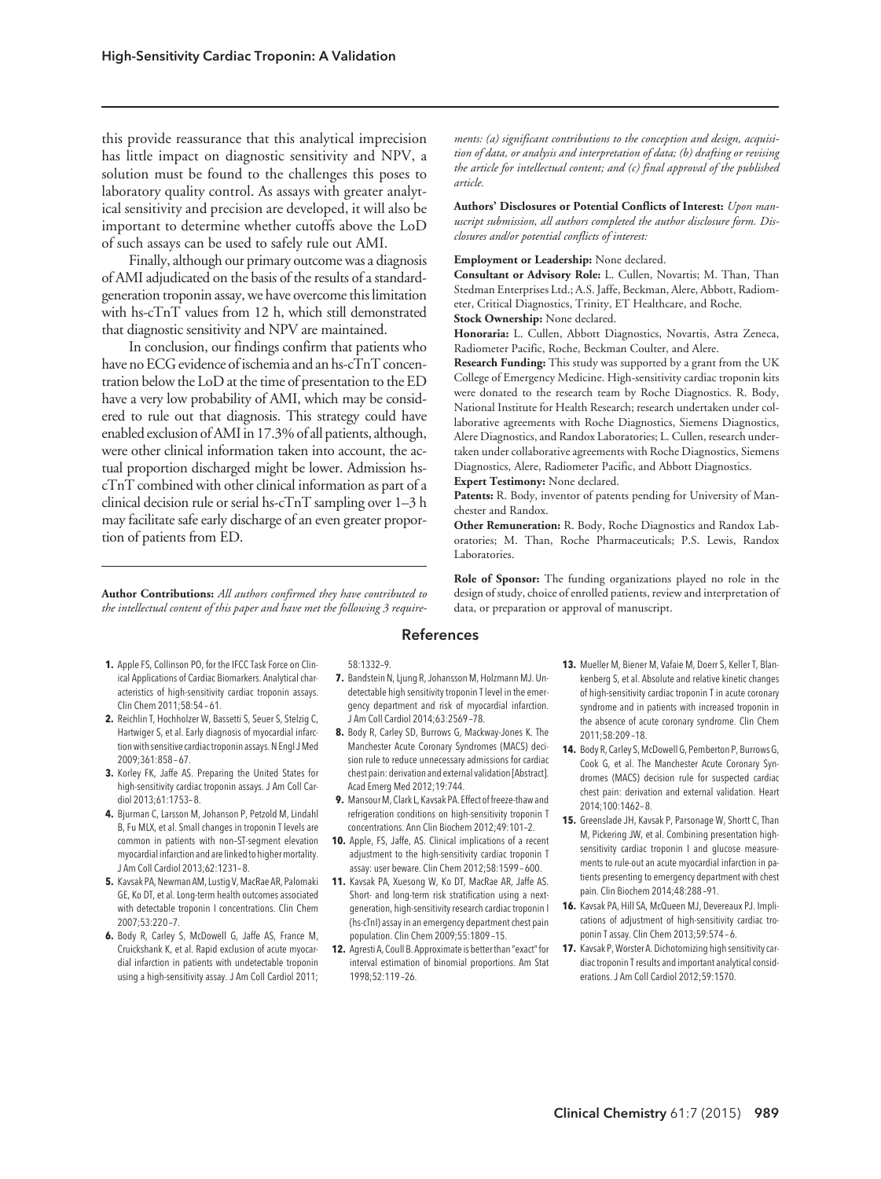this provide reassurance that this analytical imprecision has little impact on diagnostic sensitivity and NPV, a solution must be found to the challenges this poses to laboratory quality control. As assays with greater analytical sensitivity and precision are developed, it will also be important to determine whether cutoffs above the LoD of such assays can be used to safely rule out AMI.

Finally, although our primary outcome was a diagnosis of AMI adjudicated on the basis of the results of a standard-generation troponin assay, we have overcome this limitation with hs-cTnT values from 12 h, which still demonstrated that diagnostic sensitivity and NPV are maintained.

In conclusion, our findings confirm that patients who have no ECG evidence of ischemia and an hs-cTnT concentration below the LoD at the time of presentation to the ED have a very low probability of AMI, which may be considered to rule out that diagnosis. This strategy could have enabled exclusion of AMI in 17.3% of all patients, although, were other clinical information taken into account, the actual proportion discharged might be lower. Admission hs-cTnT combined with other clinical information as part of a clinical decision rule or serial hs-cTnT sampling over 1–3 h may facilitate safe early discharge of an even greater proportion of patients from ED.

**Author Contributions:** *All authors confirmed they have contributed to the intellectual content of this paper and have met the following 3 requirements: (a) significant contributions to the conception and design, acquisition of data, or analysis and interpretation of data; (b) drafting or revising the article for intellectual content; and (c) final approval of the published article.*

**Authors' Disclosures or Potential Conflicts of Interest:** *Upon manuscript submission, all authors completed the author disclosure form. Disclosures and/or potential conflicts of interest:*

**Employment or Leadership:** None declared.
**Consultant or Advisory Role:** L. Cullen, Novartis; M. Than, Than Stedman Enterprises Ltd.; A.S. Jaffe, Beckman, Alere, Abbott, Radiometer, Critical Diagnostics, Trinity, ET Healthcare, and Roche.
**Stock Ownership:** None declared.
**Honoraria:** L. Cullen, Abbott Diagnostics, Novartis, Astra Zeneca, Radiometer Pacific, Roche, Beckman Coulter, and Alere.
**Research Funding:** This study was supported by a grant from the UK College of Emergency Medicine. High-sensitivity cardiac troponin kits were donated to the research team by Roche Diagnostics. R. Body, National Institute for Health Research; research undertaken under collaborative agreements with Roche Diagnostics, Siemens Diagnostics, Alere Diagnostics, and Randox Laboratories; L. Cullen, research undertaken under collaborative agreements with Roche Diagnostics, Siemens Diagnostics, Alere, Radiometer Pacific, and Abbott Diagnostics.
**Expert Testimony:** None declared.
**Patents:** R. Body, inventor of patents pending for University of Manchester and Randox.
**Other Remuneration:** R. Body, Roche Diagnostics and Randox Laboratories; M. Than, Roche Pharmaceuticals; P.S. Lewis, Randox Laboratories.

**Role of Sponsor:** The funding organizations played no role in the design of study, choice of enrolled patients, review and interpretation of data, or preparation or approval of manuscript.

## References

1. Apple FS, Collinson PO, for the IFCC Task Force on Clinical Applications of Cardiac Biomarkers. Analytical characteristics of high-sensitivity cardiac troponin assays. Clin Chem 2011;58:54–61.
2. Reichlin T, Hochholzer W, Bassetti S, Seuer S, Stelzig C, Hartwiger S, et al. Early diagnosis of myocardial infarction with sensitive cardiac troponin assays. N Engl J Med 2009;361:858–67.
3. Korley FK, Jaffe AS. Preparing the United States for high-sensitivity cardiac troponin assays. J Am Coll Cardiol 2013;61:1753–8.
4. Bjurman C, Larsson M, Johanson P, Petzold M, Lindahl B, Fu MLX, et al. Small changes in troponin T levels are common in patients with non–ST-segment elevation myocardial infarction and are linked to higher mortality. J Am Coll Cardiol 2013;62:1231–8.
5. Kavsak PA, Newman AM, Lustig V, MacRae AR, Palomaki GE, Ko DT, et al. Long-term health outcomes associated with detectable troponin I concentrations. Clin Chem 2007;53:220–7.
6. Body R, Carley S, McDowell G, Jaffe AS, France M, Cruickshank K, et al. Rapid exclusion of acute myocardial infarction in patients with undetectable troponin using a high-sensitivity assay. J Am Coll Cardiol 2011;58:1332–9.
7. Bandstein N, Ljung R, Johansson M, Holzmann MJ. Undetectable high sensitivity troponin T level in the emergency department and risk of myocardial infarction. J Am Coll Cardiol 2014;63:2569–78.
8. Body R, Carley SD, Burrows G, Mackway-Jones K. The Manchester Acute Coronary Syndromes (MACS) decision rule to reduce unnecessary admissions for cardiac chest pain: derivation and external validation [Abstract]. Acad Emerg Med 2012;19:744.
9. Mansour M, Clark L, Kavsak PA. Effect of freeze-thaw and refrigeration conditions on high-sensitivity troponin T concentrations. Ann Clin Biochem 2012;49:101–2.
10. Apple, FS, Jaffe, AS. Clinical implications of a recent adjustment to the high-sensitivity cardiac troponin T assay: user beware. Clin Chem 2012;58:1599–600.
11. Kavsak PA, Xuesong W, Ko DT, MacRae AR, Jaffe AS. Short- and long-term risk stratification using a next-generation, high-sensitivity research cardiac troponin I (hs-cTnI) assay in an emergency department chest pain population. Clin Chem 2009;55:1809–15.
12. Agresti A, Coull B. Approximate is better than "exact" for interval estimation of binomial proportions. Am Stat 1998;52:119–26.
13. Mueller M, Biener M, Vafaie M, Doerr S, Keller T, Blankenberg S, et al. Absolute and relative kinetic changes of high-sensitivity cardiac troponin T in acute coronary syndrome and in patients with increased troponin in the absence of acute coronary syndrome. Clin Chem 2011;58:209–18.
14. Body R, Carley S, McDowell G, Pemberton P, Burrows G, Cook G, et al. The Manchester Acute Coronary Syndromes (MACS) decision rule for suspected cardiac chest pain: derivation and external validation. Heart 2014;100:1462–8.
15. Greenslade JH, Kavsak P, Parsonage W, Shortt C, Than M, Pickering JW, et al. Combining presentation high-sensitivity cardiac troponin I and glucose measurements to rule-out an acute myocardial infarction in patients presenting to emergency department with chest pain. Clin Biochem 2014;48:288–91.
16. Kavsak PA, Hill SA, McQueen MJ, Devereaux PJ. Implications of adjustment of high-sensitivity cardiac troponin T assay. Clin Chem 2013;59:574–6.
17. Kavsak P, Worster A. Dichotomizing high sensitivity cardiac troponin T results and important analytical considerations. J Am Coll Cardiol 2012;59:1570.